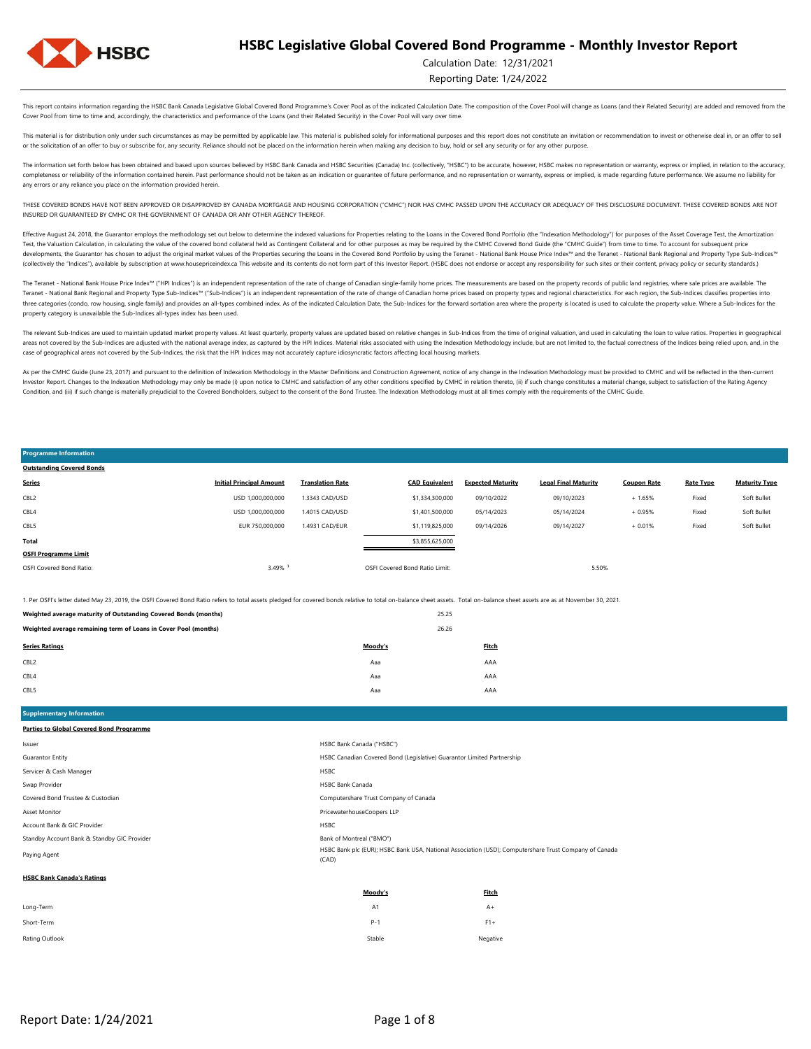# HSBC Legislative Global Covered Bond Programme - Monthly Investor Report

Calculation Date: 12/31/2021

Reporting Date: 1/24/2022

This report contains information regarding the HSBC Bank Canada Legislative Global Covered Bond Programme's Cover Pool as of the indicated Calculation Date. The composition of the Cover Pool will change as Loans (and their Related Security) are added and removed from the Cover Pool from time to time and, accordingly, the characteristics and performance of the Loans (and their Related Security) in the Cover Pool will vary over time.

This material is for distribution only under such circumstances as may be permitted by applicable law. This material is published solely for informational purposes and this report does not constitute an invitation or recommendation to invest or otherwise deal in, or an offer to sell or the solicitation of an offer to buy or subscribe for, any security. Reliance should not be placed on the information herein when making any decision to buy, hold or sell any security or for any other purpose.

The information set forth below has been obtained and based upon sources believed by HSBC Bank Canada and HSBC Securities (Canada) Inc. (collectively, "HSBC") to be accurate, however, HSBC makes no representation or warranty, express or implied, in relation to the accuracy, completeness or reliability of the information contained herein. Past performance should not be taken as an indication or guarantee of future performance, and no representation or warranty, express or implied, is made regarding future performance. We assume no liability for any errors or any reliance you place on the information provided herein.

THESE COVERED BONDS HAVE NOT BEEN APPROVED OR DISAPPROVED BY CANADA MORTGAGE AND HOUSING CORPORATION ("CMHC") NOR HAS CMHC PASSED UPON THE ACCURACY OR ADEQUACY OF THIS DISCLOSURE DOCUMENT. THESE COVERED BONDS ARE NOT INSURED OR GUARANTEED BY CMHC OR THE GOVERNMENT OF CANADA OR ANY OTHER AGENCY THEREOF.

Effective August 24, 2018, the Guarantor employs the methodology set out below to determine the indexed valuations for Properties relating to the Loans in the Covered Bond Portfolio (the "Indexation Methodology") for purposes of the Asset Coverage Test, the Amortization Test, the Valuation Calculation, in calculating the value of the covered bond collateral held as Contingent Collateral and for other purposes as may be required by the CMHC Covered Bond Guide (the "CMHC Guide") from time to time. To account for subsequent price developments, the Guarantor has chosen to adjust the original market values of the Properties securing the Loans in the Covered Bond Portfolio by using the Teranet - National Bank House Price Index™ and the Teranet - National Bank Regional and Property Type Sub-Indices™ (collectively the "Indices"), available by subscription at www.housepriceindex.ca This website and its contents do not form part of this Investor Report. (HSBC does not endorse or accept any responsibility for such sites or their content, privacy policy or security standards.)

The Teranet - National Bank House Price Index™ ("HPI Indices") is an independent representation of the rate of change of Canadian single-family home prices. The measurements are based on the property records of public land registries, where sale prices are available. The Teranet - National Bank Regional and Property Type Sub-Indices™ ("Sub-Indices") is an independent representation of the rate of change of Canadian home prices based on property types and regional characteristics. For each region, the Sub-Indices classifies properties into three categories (condo, row housing, single family) and provides an all-types combined index. As of the indicated Calculation Date, the Sub-Indices for the forward sortation area where the property is located is used to calculate the property value. Where a Sub-Indices for the property category is unavailable the Sub-Indices all-types index has been used.

The relevant Sub-Indices are used to maintain updated market property values. At least quarterly, property values are updated based on relative changes in Sub-Indices from the time of original valuation, and used in calculating the loan to value ratios. Properties in geographical areas not covered by the Sub-Indices are adjusted with the national average index, as captured by the HPI Indices. Material risks associated with using the Indexation Methodology include, but are not limited to, the factual correctness of the Indices being relied upon, and, in the case of geographical areas not covered by the Sub-Indices, the risk that the HPI Indices may not accurately capture idiosyncratic factors affecting local housing markets.

As per the CMHC Guide (June 23, 2017) and pursuant to the definition of Indexation Methodology in the Master Definitions and Construction Agreement, notice of any change in the Indexation Methodology must be provided to CMHC and will be reflected in the then-current Investor Report. Changes to the Indexation Methodology may only be made (i) upon notice to CMHC and satisfaction of any other conditions specified by CMHC in relation thereto, (ii) if such change constitutes a material change, subject to satisfaction of the Rating Agency Condition, and (iii) if such change is materially prejudicial to the Covered Bondholders, subject to the consent of the Bond Trustee. The Indexation Methodology must at all times comply with the requirements of the CMHC Guide.

## Programme Information

**Outstanding Covered Bonds**

| Series | Initial Principal Amount | Translation Rate | CAD Equivalent | Expected Maturity | Legal Final Maturity | Coupon Rate | Rate Type | Maturity Type |
|---|---|---|---|---|---|---|---|---|
| CBL2 | USD 1,000,000,000 | 1.3343 CAD/USD | $1,334,300,000 | 09/10/2022 | 09/10/2023 | + 1.65% | Fixed | Soft Bullet |
| CBL4 | USD 1,000,000,000 | 1.4015 CAD/USD | $1,401,500,000 | 05/14/2023 | 05/14/2024 | + 0.95% | Fixed | Soft Bullet |
| CBL5 | EUR 750,000,000 | 1.4931 CAD/EUR | $1,119,825,000 | 09/14/2026 | 09/14/2027 | + 0.01% | Fixed | Soft Bullet |
| **Total** | | | $3,855,625,000 | | | | | |

**OSFI Programme Limit**

| | | | |
|---|---|---|---|
| OSFI Covered Bond Ratio: | 3.49% [1] | OSFI Covered Bond Ratio Limit: | 5.50% |

1. Per OSFI's letter dated May 23, 2019, the OSFI Covered Bond Ratio refers to total assets pledged for covered bonds relative to total on-balance sheet assets. Total on-balance sheet assets are as at November 30, 2021.

| | |
|---|---|
| **Weighted average maturity of Outstanding Covered Bonds (months)** | 25.25 |
| **Weighted average remaining term of Loans in Cover Pool (months)** | 26.26 |

| Series Ratings | Moody's | Fitch |
|---|---|---|
| CBL2 | Aaa | AAA |
| CBL4 | Aaa | AAA |
| CBL5 | Aaa | AAA |

## Supplementary Information

**Parties to Global Covered Bond Programme**

| | |
|---|---|
| Issuer | HSBC Bank Canada ("HSBC") |
| Guarantor Entity | HSBC Canadian Covered Bond (Legislative) Guarantor Limited Partnership |
| Servicer & Cash Manager | HSBC |
| Swap Provider | HSBC Bank Canada |
| Covered Bond Trustee & Custodian | Computershare Trust Company of Canada |
| Asset Monitor | PricewaterhouseCoopers LLP |
| Account Bank & GIC Provider | HSBC |
| Standby Account Bank & Standby GIC Provider | Bank of Montreal ("BMO") |
| Paying Agent | HSBC Bank plc (EUR); HSBC Bank USA, National Association (USD); Computershare Trust Company of Canada (CAD) |

**HSBC Bank Canada's Ratings**

| | Moody's | Fitch |
|---|---|---|
| Long-Term | A1 | A+ |
| Short-Term | P-1 | F1+ |
| Rating Outlook | Stable | Negative |

Report Date: 1/24/2021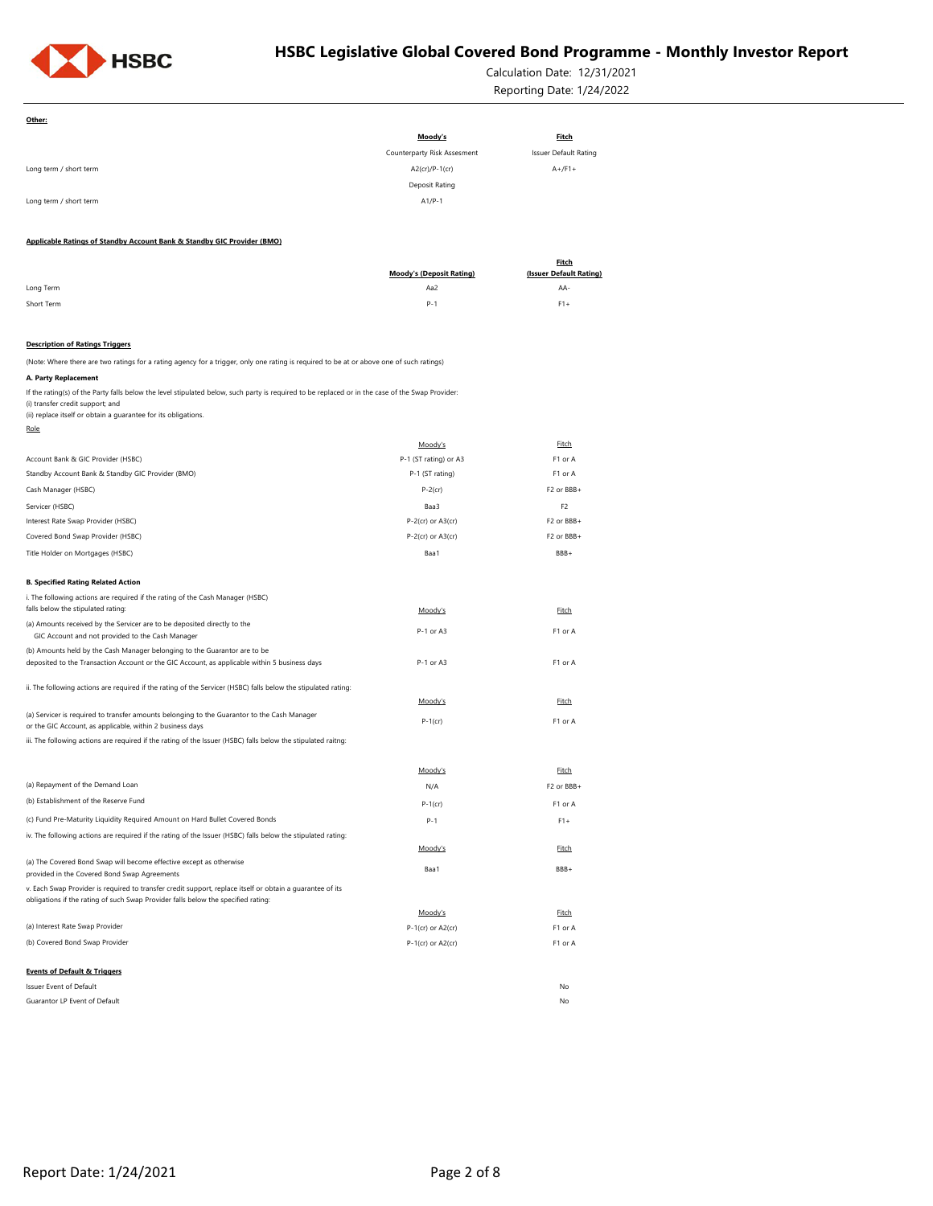**Other:**

| | Moody's | Fitch |
|---|---|---|
| | Counterparty Risk Assesment | Issuer Default Rating |
| Long term / short term | A2(cr)/P-1(cr) | A+/F1+ |
| | Deposit Rating | |
| Long term / short term | A1/P-1 | |

**Applicable Ratings of Standby Account Bank & Standby GIC Provider (BMO)**

| | Moody's (Deposit Rating) | Fitch (Issuer Default Rating) |
|---|---|---|
| Long Term | Aa2 | AA- |
| Short Term | P-1 | F1+ |

**Description of Ratings Triggers**

(Note: Where there are two ratings for a rating agency for a trigger, only one rating is required to be at or above one of such ratings)

**A. Party Replacement**

If the rating(s) of the Party falls below the level stipulated below, such party is required to be replaced or in the case of the Swap Provider:
(i) transfer credit support; and
(ii) replace itself or obtain a guarantee for its obligations.

| Role | Moody's | Fitch |
|---|---|---|
| Account Bank & GIC Provider (HSBC) | P-1 (ST rating) or A3 | F1 or A |
| Standby Account Bank & Standby GIC Provider (BMO) | P-1 (ST rating) | F1 or A |
| Cash Manager (HSBC) | P-2(cr) | F2 or BBB+ |
| Servicer (HSBC) | Baa3 | F2 |
| Interest Rate Swap Provider (HSBC) | P-2(cr) or A3(cr) | F2 or BBB+ |
| Covered Bond Swap Provider (HSBC) | P-2(cr) or A3(cr) | F2 or BBB+ |
| Title Holder on Mortgages (HSBC) | Baa1 | BBB+ |

**B. Specified Rating Related Action**

| i. The following actions are required if the rating of the Cash Manager (HSBC) falls below the stipulated rating: | Moody's | Fitch |
|---|---|---|
| (a) Amounts received by the Servicer are to be deposited directly to the GIC Account and not provided to the Cash Manager | P-1 or A3 | F1 or A |
| (b) Amounts held by the Cash Manager belonging to the Guarantor are to be deposited to the Transaction Account or the GIC Account, as applicable within 5 business days | P-1 or A3 | F1 or A |

| ii. The following actions are required if the rating of the Servicer (HSBC) falls below the stipulated rating: | Moody's | Fitch |
|---|---|---|
| (a) Servicer is required to transfer amounts belonging to the Guarantor to the Cash Manager or the GIC Account, as applicable, within 2 business days | P-1(cr) | F1 or A |

| iii. The following actions are required if the rating of the Issuer (HSBC) falls below the stipulated raitng: | Moody's | Fitch |
|---|---|---|
| (a) Repayment of the Demand Loan | N/A | F2 or BBB+ |
| (b) Establishment of the Reserve Fund | P-1(cr) | F1 or A |
| (c) Fund Pre-Maturity Liquidity Required Amount on Hard Bullet Covered Bonds | P-1 | F1+ |

| iv. The following actions are required if the rating of the Issuer (HSBC) falls below the stipulated rating: | Moody's | Fitch |
|---|---|---|
| (a) The Covered Bond Swap will become effective except as otherwise provided in the Covered Bond Swap Agreements | Baa1 | BBB+ |

| v. Each Swap Provider is required to transfer credit support, replace itself or obtain a guarantee of its obligations if the rating of such Swap Provider falls below the specified rating: | Moody's | Fitch |
|---|---|---|
| (a) Interest Rate Swap Provider | P-1(cr) or A2(cr) | F1 or A |
| (b) Covered Bond Swap Provider | P-1(cr) or A2(cr) | F1 or A |

**Events of Default & Triggers**

| | |
|---|---|
| Issuer Event of Default | No |
| Guarantor LP Event of Default | No |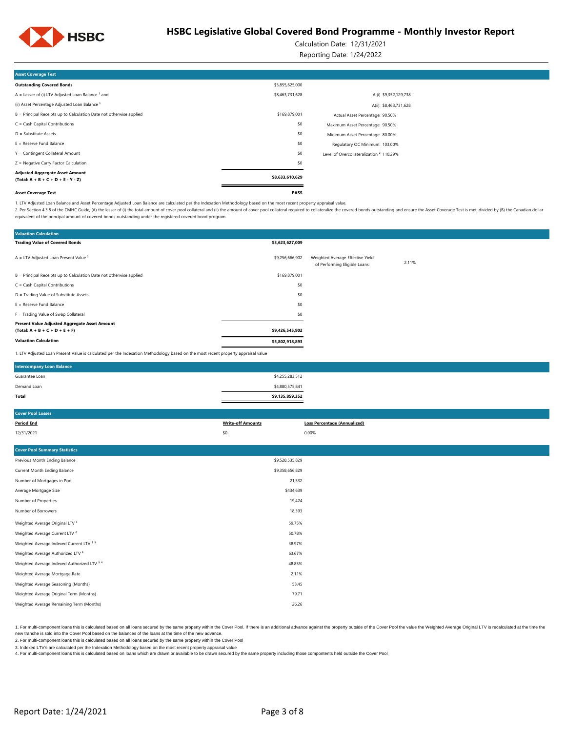# HSBC Legislative Global Covered Bond Programme - Monthly Investor Report

Calculation Date: 12/31/2021

Reporting Date: 1/24/2022

| Asset Coverage Test | | |
|---|---|---|
| **Outstanding Covered Bonds** | $3,855,625,000 | |
| A = Lesser of (i) LTV Adjusted Loan Balance [1] and | $8,463,731,628 | A (i) $9,352,129,738 |
| (ii) Asset Percentage Adjusted Loan Balance [1] | | A(ii): $8,463,731,628 |
| B = Principal Receipts up to Calculation Date not otherwise applied | $169,879,001 | Actual Asset Percentage: 90.50% |
| C = Cash Capital Contributions | $0 | Maximum Asset Percentage: 90.50% |
| D = Substitute Assets | $0 | Minimum Asset Percentage: 80.00% |
| E = Reserve Fund Balance | $0 | Regulatory OC Minimum: 103.00% |
| Y = Contingent Collateral Amount | $0 | Level of Overcollateralization [2] 110.29% |
| Z = Negative Carry Factor Calculation | $0 | |
| **Adjusted Aggregate Asset Amount (Total: A + B + C + D + E - Y - Z)** | **$8,633,610,629** | |
| **Asset Coverage Test** | **PASS** | |

1. LTV Adjusted Loan Balance and Asset Percentage Adjusted Loan Balance are calculated per the Indexation Methodology based on the most recent property appraisal value.
2. Per Section 4.3.8 of the CMHC Guide, (A) the lesser of (i) the total amount of cover pool collateral and (ii) the amount of cover pool collateral required to collateralize the covered bonds outstanding and ensure the Asset Coverage Test is met, divided by (B) the Canadian dollar equivalent of the principal amount of covered bonds outstanding under the registered covered bond program.

| Valuation Calculation | | | |
|---|---|---|---|
| **Trading Value of Covered Bonds** | **$3,623,627,009** | | |
| A = LTV Adjusted Loan Present Value [1] | $9,256,666,902 | Weighted Average Effective Yield of Performing Eligible Loans: | 2.11% |
| B = Principal Receipts up to Calculation Date not otherwise applied | $169,879,001 | | |
| C = Cash Capital Contributions | $0 | | |
| D = Trading Value of Substitute Assets | $0 | | |
| E = Reserve Fund Balance | $0 | | |
| F = Trading Value of Swap Collateral | $0 | | |
| **Present Value Adjusted Aggregate Asset Amount (Total: A + B + C + D + E + F)** | **$9,426,545,902** | | |
| **Valuation Calculation** | **$5,802,918,893** | | |

1. LTV Adjusted Loan Present Value is calculated per the Indexation Methodology based on the most recent property appraisal value

| Intercompany Loan Balance | |
|---|---|
| Guarantee Loan | $4,255,283,512 |
| Demand Loan | $4,880,575,841 |
| **Total** | **$9,135,859,352** |

| Cover Pool Losses | | |
|---|---|---|
| **Period End** | **Write-off Amounts** | **Loss Percentage (Annualized)** |
| 12/31/2021 | $0 | 0.00% |

| Cover Pool Summary Statistics | |
|---|---|
| Previous Month Ending Balance | $9,528,535,829 |
| Current Month Ending Balance | $9,358,656,829 |
| Number of Mortgages in Pool | 21,532 |
| Average Mortgage Size | $434,639 |
| Number of Properties | 19,424 |
| Number of Borrowers | 18,393 |
| Weighted Average Original LTV [1] | 59.75% |
| Weighted Average Current LTV [2] | 50.78% |
| Weighted Average Indexed Current LTV [2 3] | 38.97% |
| Weighted Average Authorized LTV [4] | 63.67% |
| Weighted Average Indexed Authorized LTV [3 4] | 48.85% |
| Weighted Average Mortgage Rate | 2.11% |
| Weighted Average Seasoning (Months) | 53.45 |
| Weighted Average Original Term (Months) | 79.71 |
| Weighted Average Remaining Term (Months) | 26.26 |

1. For multi-component loans this is calculated based on all loans secured by the same property within the Cover Pool. If there is an additional advance against the property outside of the Cover Pool the value the Weighted Average Original LTV is recalculated at the time the new tranche is sold into the Cover Pool based on the balances of the loans at the time of the new advance.
2. For multi-component loans this is calculated based on all loans secured by the same property within the Cover Pool
3. Indexed LTV's are calculated per the Indexation Methodology based on the most recent property appraisal value
4. For multi-component loans this is calculated based on loans which are drawn or available to be drawn secured by the same property including those compontents held outside the Cover Pool

Report Date: 1/24/2021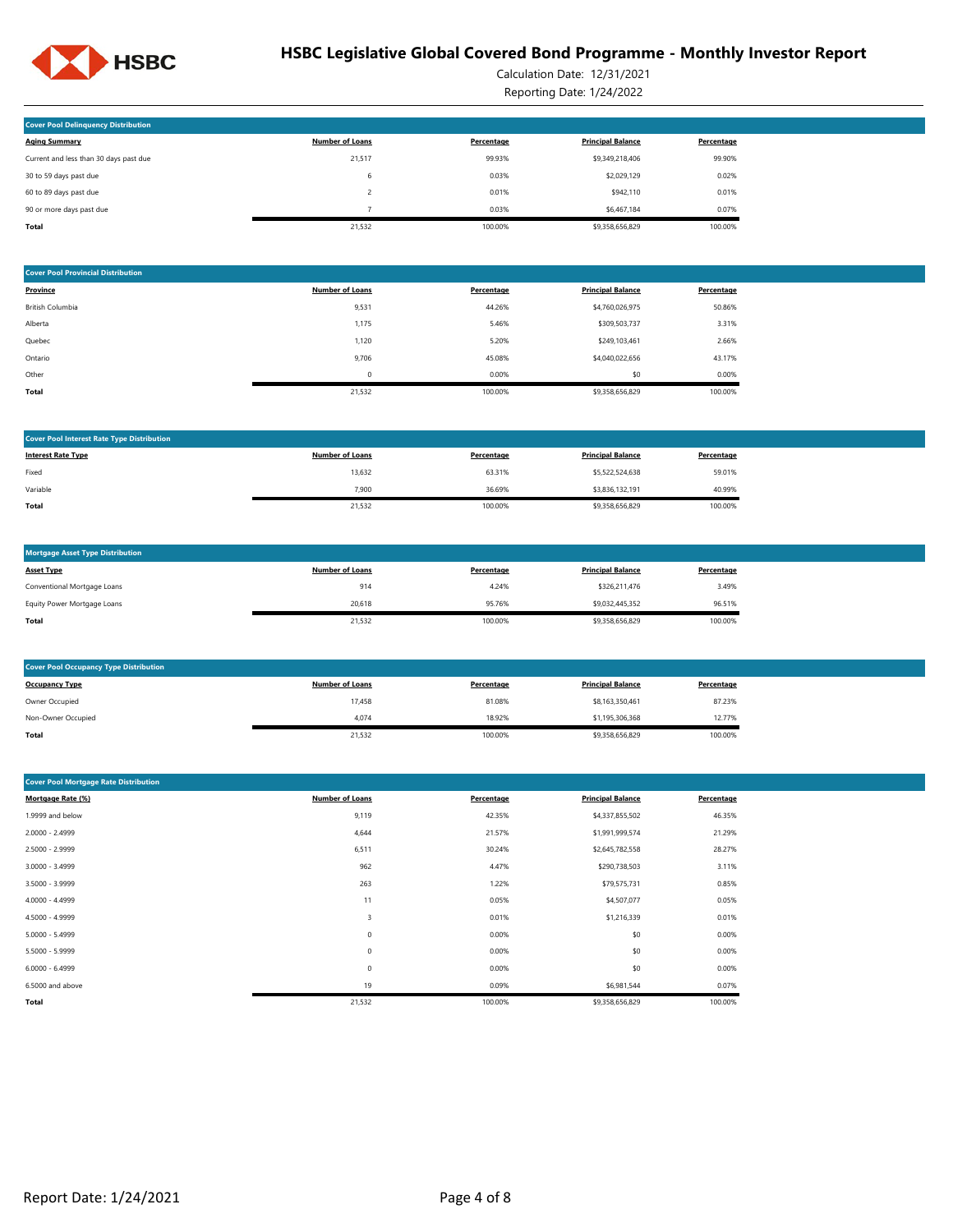# HSBC Legislative Global Covered Bond Programme - Monthly Investor Report

Calculation Date: 12/31/2021

Reporting Date: 1/24/2022

### Cover Pool Delinquency Distribution

| Aging Summary | Number of Loans | Percentage | Principal Balance | Percentage |
|---|---|---|---|---|
| Current and less than 30 days past due | 21,517 | 99.93% | $9,349,218,406 | 99.90% |
| 30 to 59 days past due | 6 | 0.03% | $2,029,129 | 0.02% |
| 60 to 89 days past due | 2 | 0.01% | $942,110 | 0.01% |
| 90 or more days past due | 7 | 0.03% | $6,467,184 | 0.07% |
| **Total** | 21,532 | 100.00% | $9,358,656,829 | 100.00% |

### Cover Pool Provincial Distribution

| Province | Number of Loans | Percentage | Principal Balance | Percentage |
|---|---|---|---|---|
| British Columbia | 9,531 | 44.26% | $4,760,026,975 | 50.86% |
| Alberta | 1,175 | 5.46% | $309,503,737 | 3.31% |
| Quebec | 1,120 | 5.20% | $249,103,461 | 2.66% |
| Ontario | 9,706 | 45.08% | $4,040,022,656 | 43.17% |
| Other | 0 | 0.00% | $0 | 0.00% |
| **Total** | 21,532 | 100.00% | $9,358,656,829 | 100.00% |

### Cover Pool Interest Rate Type Distribution

| Interest Rate Type | Number of Loans | Percentage | Principal Balance | Percentage |
|---|---|---|---|---|
| Fixed | 13,632 | 63.31% | $5,522,524,638 | 59.01% |
| Variable | 7,900 | 36.69% | $3,836,132,191 | 40.99% |
| **Total** | 21,532 | 100.00% | $9,358,656,829 | 100.00% |

### Mortgage Asset Type Distribution

| Asset Type | Number of Loans | Percentage | Principal Balance | Percentage |
|---|---|---|---|---|
| Conventional Mortgage Loans | 914 | 4.24% | $326,211,476 | 3.49% |
| Equity Power Mortgage Loans | 20,618 | 95.76% | $9,032,445,352 | 96.51% |
| **Total** | 21,532 | 100.00% | $9,358,656,829 | 100.00% |

### Cover Pool Occupancy Type Distribution

| Occupancy Type | Number of Loans | Percentage | Principal Balance | Percentage |
|---|---|---|---|---|
| Owner Occupied | 17,458 | 81.08% | $8,163,350,461 | 87.23% |
| Non-Owner Occupied | 4,074 | 18.92% | $1,195,306,368 | 12.77% |
| **Total** | 21,532 | 100.00% | $9,358,656,829 | 100.00% |

### Cover Pool Mortgage Rate Distribution

| Mortgage Rate (%) | Number of Loans | Percentage | Principal Balance | Percentage |
|---|---|---|---|---|
| 1.9999 and below | 9,119 | 42.35% | $4,337,855,502 | 46.35% |
| 2.0000 - 2.4999 | 4,644 | 21.57% | $1,991,999,574 | 21.29% |
| 2.5000 - 2.9999 | 6,511 | 30.24% | $2,645,782,558 | 28.27% |
| 3.0000 - 3.4999 | 962 | 4.47% | $290,738,503 | 3.11% |
| 3.5000 - 3.9999 | 263 | 1.22% | $79,575,731 | 0.85% |
| 4.0000 - 4.4999 | 11 | 0.05% | $4,507,077 | 0.05% |
| 4.5000 - 4.9999 | 3 | 0.01% | $1,216,339 | 0.01% |
| 5.0000 - 5.4999 | 0 | 0.00% | $0 | 0.00% |
| 5.5000 - 5.9999 | 0 | 0.00% | $0 | 0.00% |
| 6.0000 - 6.4999 | 0 | 0.00% | $0 | 0.00% |
| 6.5000 and above | 19 | 0.09% | $6,981,544 | 0.07% |
| **Total** | 21,532 | 100.00% | $9,358,656,829 | 100.00% |

Report Date: 1/24/2021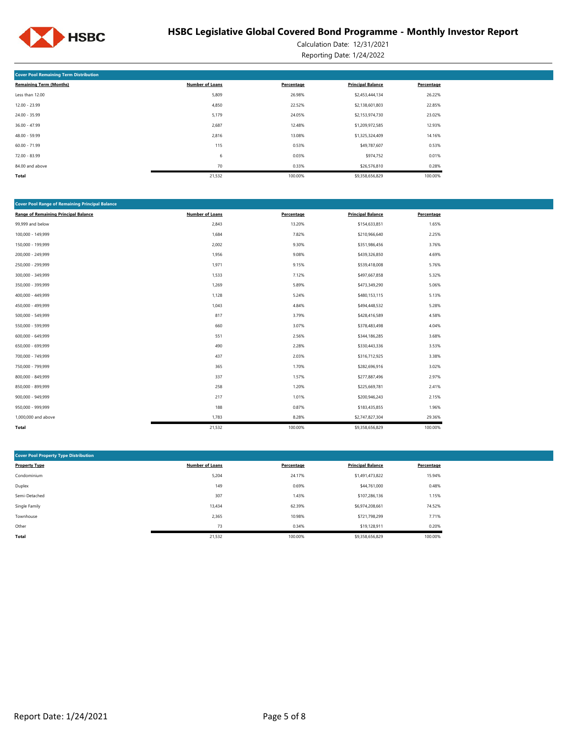# HSBC Legislative Global Covered Bond Programme - Monthly Investor Report

Calculation Date: 12/31/2021

Reporting Date: 1/24/2022

| Cover Pool Remaining Term Distribution | | | | |
|---|---|---|---|---|
| **Remaining Term (Months)** | **Number of Loans** | **Percentage** | **Principal Balance** | **Percentage** |
| Less than 12.00 | 5,809 | 26.98% | $2,453,444,134 | 26.22% |
| 12.00 - 23.99 | 4,850 | 22.52% | $2,138,601,803 | 22.85% |
| 24.00 - 35.99 | 5,179 | 24.05% | $2,153,974,730 | 23.02% |
| 36.00 - 47.99 | 2,687 | 12.48% | $1,209,972,585 | 12.93% |
| 48.00 - 59.99 | 2,816 | 13.08% | $1,325,324,409 | 14.16% |
| 60.00 - 71.99 | 115 | 0.53% | $49,787,607 | 0.53% |
| 72.00 - 83.99 | 6 | 0.03% | $974,752 | 0.01% |
| 84.00 and above | 70 | 0.33% | $26,576,810 | 0.28% |
| **Total** | 21,532 | 100.00% | $9,358,656,829 | 100.00% |

| Cover Pool Range of Remaining Principal Balance | | | | |
|---|---|---|---|---|
| **Range of Remaining Principal Balance** | **Number of Loans** | **Percentage** | **Principal Balance** | **Percentage** |
| 99,999 and below | 2,843 | 13.20% | $154,633,851 | 1.65% |
| 100,000 - 149,999 | 1,684 | 7.82% | $210,966,640 | 2.25% |
| 150,000 - 199,999 | 2,002 | 9.30% | $351,986,456 | 3.76% |
| 200,000 - 249,999 | 1,956 | 9.08% | $439,326,850 | 4.69% |
| 250,000 - 299,999 | 1,971 | 9.15% | $539,418,008 | 5.76% |
| 300,000 - 349,999 | 1,533 | 7.12% | $497,667,858 | 5.32% |
| 350,000 - 399,999 | 1,269 | 5.89% | $473,349,290 | 5.06% |
| 400,000 - 449,999 | 1,128 | 5.24% | $480,153,115 | 5.13% |
| 450,000 - 499,999 | 1,043 | 4.84% | $494,448,532 | 5.28% |
| 500,000 - 549,999 | 817 | 3.79% | $428,416,589 | 4.58% |
| 550,000 - 599,999 | 660 | 3.07% | $378,483,498 | 4.04% |
| 600,000 - 649,999 | 551 | 2.56% | $344,186,285 | 3.68% |
| 650,000 - 699,999 | 490 | 2.28% | $330,443,336 | 3.53% |
| 700,000 - 749,999 | 437 | 2.03% | $316,712,925 | 3.38% |
| 750,000 - 799,999 | 365 | 1.70% | $282,696,916 | 3.02% |
| 800,000 - 849,999 | 337 | 1.57% | $277,887,496 | 2.97% |
| 850,000 - 899,999 | 258 | 1.20% | $225,669,781 | 2.41% |
| 900,000 - 949,999 | 217 | 1.01% | $200,946,243 | 2.15% |
| 950,000 - 999,999 | 188 | 0.87% | $183,435,855 | 1.96% |
| 1,000,000 and above | 1,783 | 8.28% | $2,747,827,304 | 29.36% |
| **Total** | 21,532 | 100.00% | $9,358,656,829 | 100.00% |

| Cover Pool Property Type Distribution | | | | |
|---|---|---|---|---|
| **Property Type** | **Number of Loans** | **Percentage** | **Principal Balance** | **Percentage** |
| Condominium | 5,204 | 24.17% | $1,491,473,822 | 15.94% |
| Duplex | 149 | 0.69% | $44,761,000 | 0.48% |
| Semi-Detached | 307 | 1.43% | $107,286,136 | 1.15% |
| Single Family | 13,434 | 62.39% | $6,974,208,661 | 74.52% |
| Townhouse | 2,365 | 10.98% | $721,798,299 | 7.71% |
| Other | 73 | 0.34% | $19,128,911 | 0.20% |
| **Total** | 21,532 | 100.00% | $9,358,656,829 | 100.00% |

Report Date: 1/24/2021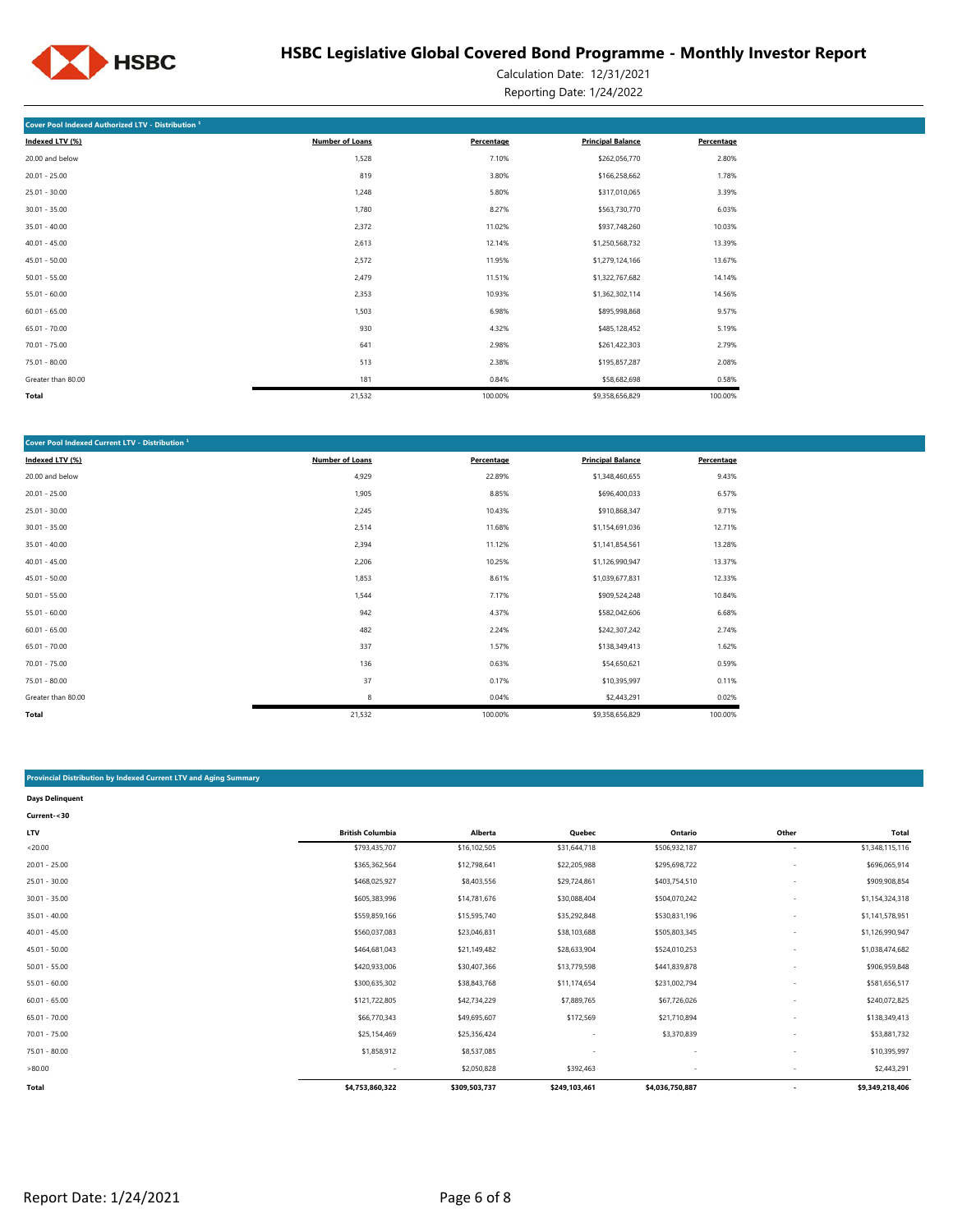## Cover Pool Indexed Authorized LTV - Distribution [1]

| Indexed LTV (%) | Number of Loans | Percentage | Principal Balance | Percentage |
|---|---|---|---|---|
| 20.00 and below | 1,528 | 7.10% | $262,056,770 | 2.80% |
| 20.01 - 25.00 | 819 | 3.80% | $166,258,662 | 1.78% |
| 25.01 - 30.00 | 1,248 | 5.80% | $317,010,065 | 3.39% |
| 30.01 - 35.00 | 1,780 | 8.27% | $563,730,770 | 6.03% |
| 35.01 - 40.00 | 2,372 | 11.02% | $937,748,260 | 10.03% |
| 40.01 - 45.00 | 2,613 | 12.14% | $1,250,568,732 | 13.39% |
| 45.01 - 50.00 | 2,572 | 11.95% | $1,279,124,166 | 13.67% |
| 50.01 - 55.00 | 2,479 | 11.51% | $1,322,767,682 | 14.14% |
| 55.01 - 60.00 | 2,353 | 10.93% | $1,362,302,114 | 14.56% |
| 60.01 - 65.00 | 1,503 | 6.98% | $895,998,868 | 9.57% |
| 65.01 - 70.00 | 930 | 4.32% | $485,128,452 | 5.19% |
| 70.01 - 75.00 | 641 | 2.98% | $261,422,303 | 2.79% |
| 75.01 - 80.00 | 513 | 2.38% | $195,857,287 | 2.08% |
| Greater than 80.00 | 181 | 0.84% | $58,682,698 | 0.58% |
| **Total** | 21,532 | 100.00% | $9,358,656,829 | 100.00% |

## Cover Pool Indexed Current LTV - Distribution [1]

| Indexed LTV (%) | Number of Loans | Percentage | Principal Balance | Percentage |
|---|---|---|---|---|
| 20.00 and below | 4,929 | 22.89% | $1,348,460,655 | 9.43% |
| 20.01 - 25.00 | 1,905 | 8.85% | $696,400,033 | 6.57% |
| 25.01 - 30.00 | 2,245 | 10.43% | $910,868,347 | 9.71% |
| 30.01 - 35.00 | 2,514 | 11.68% | $1,154,691,036 | 12.71% |
| 35.01 - 40.00 | 2,394 | 11.12% | $1,141,854,561 | 13.28% |
| 40.01 - 45.00 | 2,206 | 10.25% | $1,126,990,947 | 13.37% |
| 45.01 - 50.00 | 1,853 | 8.61% | $1,039,677,831 | 12.33% |
| 50.01 - 55.00 | 1,544 | 7.17% | $909,524,248 | 10.84% |
| 55.01 - 60.00 | 942 | 4.37% | $582,042,606 | 6.68% |
| 60.01 - 65.00 | 482 | 2.24% | $242,307,242 | 2.74% |
| 65.01 - 70.00 | 337 | 1.57% | $138,349,413 | 1.62% |
| 70.01 - 75.00 | 136 | 0.63% | $54,650,621 | 0.59% |
| 75.01 - 80.00 | 37 | 0.17% | $10,395,997 | 0.11% |
| Greater than 80.00 | 8 | 0.04% | $2,443,291 | 0.02% |
| **Total** | 21,532 | 100.00% | $9,358,656,829 | 100.00% |

## Provincial Distribution by Indexed Current LTV and Aging Summary

**Days Delinquent**

**Current-<30**

| LTV | British Columbia | Alberta | Quebec | Ontario | Other | Total |
|---|---|---|---|---|---|---|
| <20.00 | $793,435,707 | $16,102,505 | $31,644,718 | $506,932,187 | - | $1,348,115,116 |
| 20.01 - 25.00 | $365,362,564 | $12,798,641 | $22,205,988 | $295,698,722 | - | $696,065,914 |
| 25.01 - 30.00 | $468,025,927 | $8,403,556 | $29,724,861 | $403,754,510 | - | $909,908,854 |
| 30.01 - 35.00 | $605,383,996 | $14,781,676 | $30,088,404 | $504,070,242 | - | $1,154,324,318 |
| 35.01 - 40.00 | $559,859,166 | $15,595,740 | $35,292,848 | $530,831,196 | - | $1,141,578,951 |
| 40.01 - 45.00 | $560,037,083 | $23,046,831 | $38,103,688 | $505,803,345 | - | $1,126,990,947 |
| 45.01 - 50.00 | $464,681,043 | $21,149,482 | $28,633,904 | $524,010,253 | - | $1,038,474,682 |
| 50.01 - 55.00 | $420,933,006 | $30,407,366 | $13,779,598 | $441,839,878 | - | $906,959,848 |
| 55.01 - 60.00 | $300,635,302 | $38,843,768 | $11,174,654 | $231,002,794 | - | $581,656,517 |
| 60.01 - 65.00 | $121,722,805 | $42,734,229 | $7,889,765 | $67,726,026 | - | $240,072,825 |
| 65.01 - 70.00 | $66,770,343 | $49,695,607 | $172,569 | $21,710,894 | - | $138,349,413 |
| 70.01 - 75.00 | $25,154,469 | $25,356,424 | - | $3,370,839 | - | $53,881,732 |
| 75.01 - 80.00 | $1,858,912 | $8,537,085 | - | - | - | $10,395,997 |
| >80.00 | - | $2,050,828 | $392,463 | - | - | $2,443,291 |
| **Total** | **$4,753,860,322** | **$309,503,737** | **$249,103,461** | **$4,036,750,887** | **-** | **$9,349,218,406** |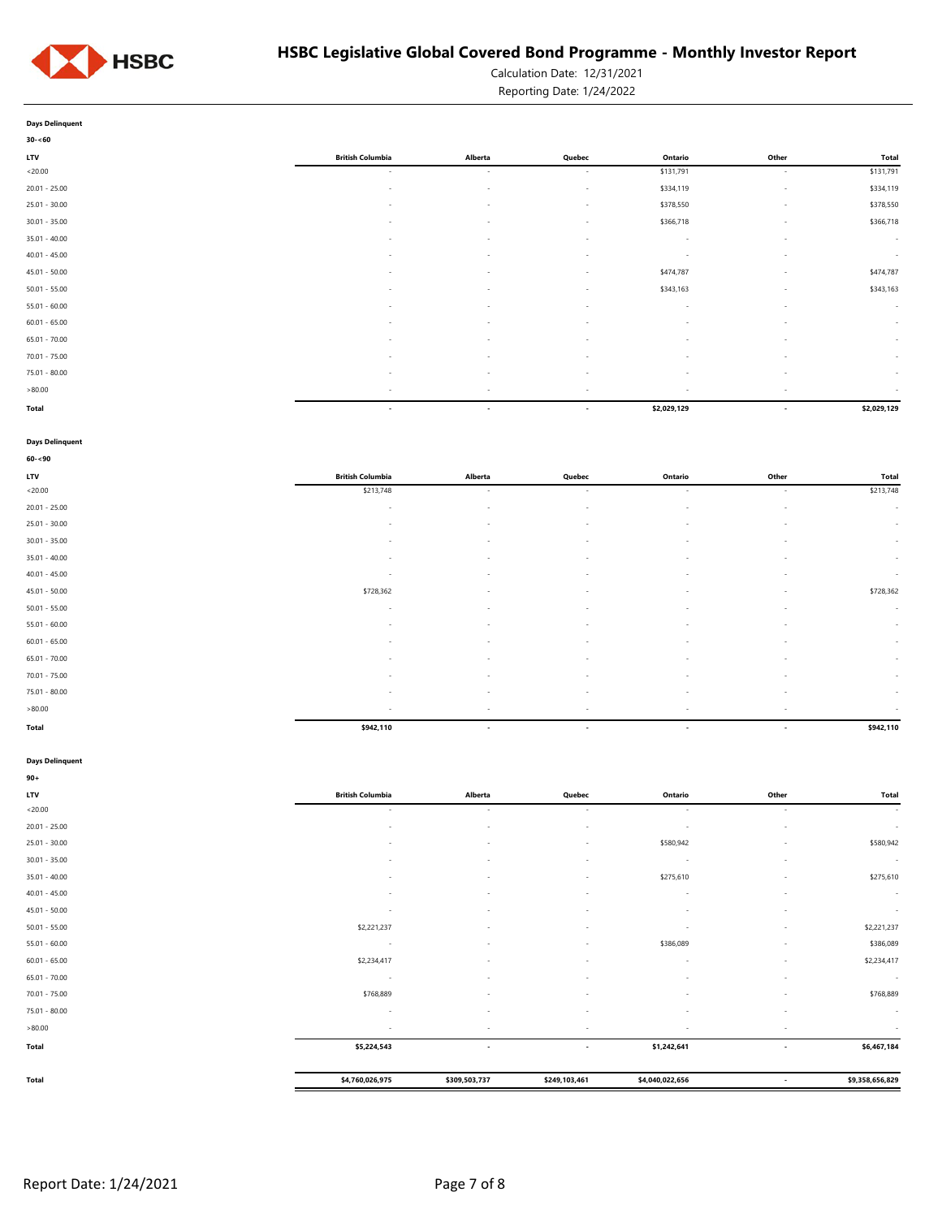**Days Delinquent**

**30-<60**

| LTV | British Columbia | Alberta | Quebec | Ontario | Other | Total |
|---|---|---|---|---|---|---|
| <20.00 | - | - | - | $131,791 | - | $131,791 |
| 20.01 - 25.00 | - | - | - | $334,119 | - | $334,119 |
| 25.01 - 30.00 | - | - | - | $378,550 | - | $378,550 |
| 30.01 - 35.00 | - | - | - | $366,718 | - | $366,718 |
| 35.01 - 40.00 | - | - | - | - | - | - |
| 40.01 - 45.00 | - | - | - | - | - | - |
| 45.01 - 50.00 | - | - | - | $474,787 | - | $474,787 |
| 50.01 - 55.00 | - | - | - | $343,163 | - | $343,163 |
| 55.01 - 60.00 | - | - | - | - | - | - |
| 60.01 - 65.00 | - | - | - | - | - | - |
| 65.01 - 70.00 | - | - | - | - | - | - |
| 70.01 - 75.00 | - | - | - | - | - | - |
| 75.01 - 80.00 | - | - | - | - | - | - |
| >80.00 | - | - | - | - | - | - |
| **Total** | **-** | **-** | **-** | **$2,029,129** | **-** | **$2,029,129** |

**Days Delinquent**

**60-<90**

| LTV | British Columbia | Alberta | Quebec | Ontario | Other | Total |
|---|---|---|---|---|---|---|
| <20.00 | $213,748 | - | - | - | - | $213,748 |
| 20.01 - 25.00 | - | - | - | - | - | - |
| 25.01 - 30.00 | - | - | - | - | - | - |
| 30.01 - 35.00 | - | - | - | - | - | - |
| 35.01 - 40.00 | - | - | - | - | - | - |
| 40.01 - 45.00 | - | - | - | - | - | - |
| 45.01 - 50.00 | $728,362 | - | - | - | - | $728,362 |
| 50.01 - 55.00 | - | - | - | - | - | - |
| 55.01 - 60.00 | - | - | - | - | - | - |
| 60.01 - 65.00 | - | - | - | - | - | - |
| 65.01 - 70.00 | - | - | - | - | - | - |
| 70.01 - 75.00 | - | - | - | - | - | - |
| 75.01 - 80.00 | - | - | - | - | - | - |
| >80.00 | - | - | - | - | - | - |
| **Total** | **$942,110** | **-** | **-** | **-** | **-** | **$942,110** |

**Days Delinquent**

**90+**

| LTV | British Columbia | Alberta | Quebec | Ontario | Other | Total |
|---|---|---|---|---|---|---|
| <20.00 | - | - | - | - | - | - |
| 20.01 - 25.00 | - | - | - | - | - | - |
| 25.01 - 30.00 | - | - | - | $580,942 | - | $580,942 |
| 30.01 - 35.00 | - | - | - | - | - | - |
| 35.01 - 40.00 | - | - | - | $275,610 | - | $275,610 |
| 40.01 - 45.00 | - | - | - | - | - | - |
| 45.01 - 50.00 | - | - | - | - | - | - |
| 50.01 - 55.00 | $2,221,237 | - | - | - | - | $2,221,237 |
| 55.01 - 60.00 | - | - | - | $386,089 | - | $386,089 |
| 60.01 - 65.00 | $2,234,417 | - | - | - | - | $2,234,417 |
| 65.01 - 70.00 | - | - | - | - | - | - |
| 70.01 - 75.00 | $768,889 | - | - | - | - | $768,889 |
| 75.01 - 80.00 | - | - | - | - | - | - |
| >80.00 | - | - | - | - | - | - |
| **Total** | **$5,224,543** | **-** | **-** | **$1,242,641** | **-** | **$6,467,184** |
| **Total** | **$4,760,026,975** | **$309,503,737** | **$249,103,461** | **$4,040,022,656** | **-** | **$9,358,656,829** |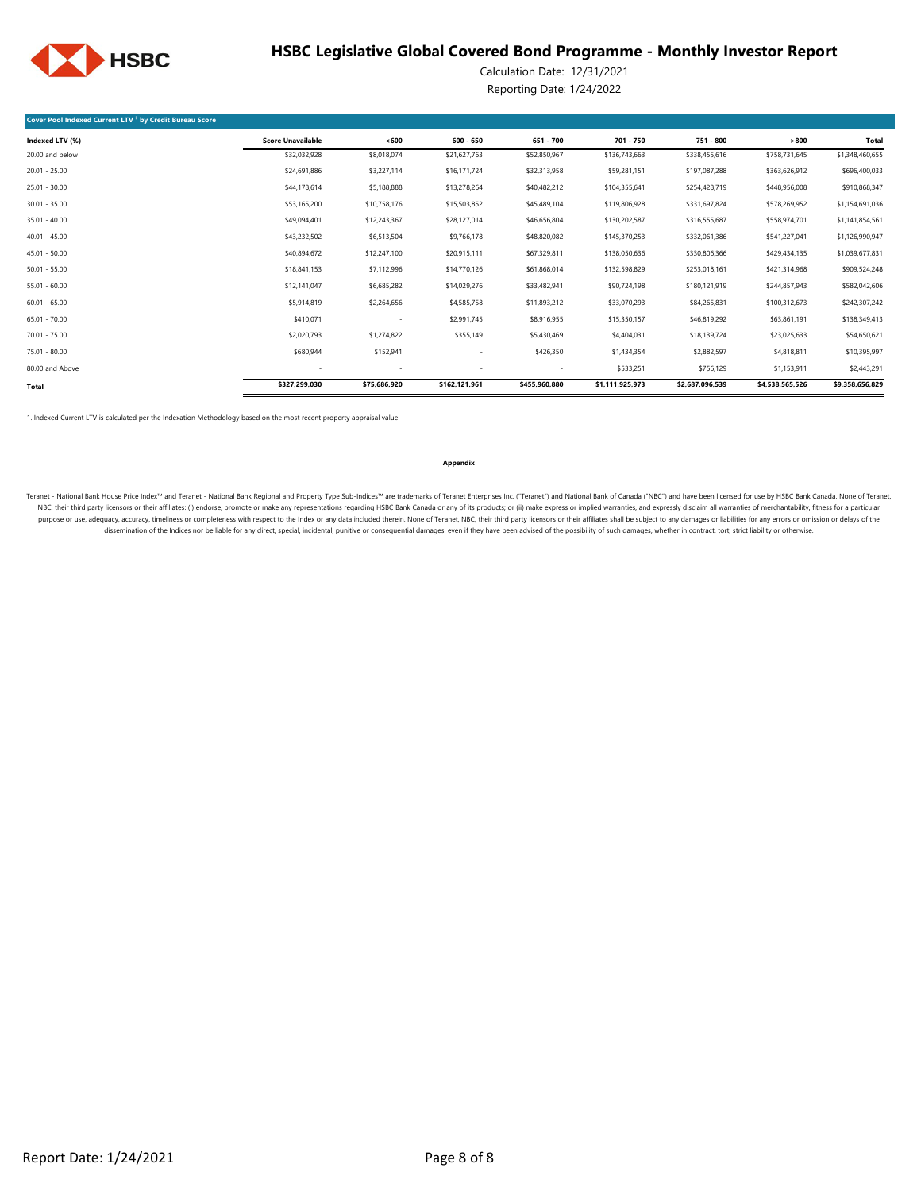# HSBC Legislative Global Covered Bond Programme - Monthly Investor Report

Calculation Date: 12/31/2021

Reporting Date: 1/24/2022

**Cover Pool Indexed Current LTV [1] by Credit Bureau Score**

| Indexed LTV (%) | Score Unavailable | <600 | 600 - 650 | 651 - 700 | 701 - 750 | 751 - 800 | >800 | Total |
|---|---|---|---|---|---|---|---|---|
| 20.00 and below | $32,032,928 | $8,018,074 | $21,627,763 | $52,850,967 | $136,743,663 | $338,455,616 | $758,731,645 | $1,348,460,655 |
| 20.01 - 25.00 | $24,691,886 | $3,227,114 | $16,171,724 | $32,313,958 | $59,281,151 | $197,087,288 | $363,626,912 | $696,400,033 |
| 25.01 - 30.00 | $44,178,614 | $5,188,888 | $13,278,264 | $40,482,212 | $104,355,641 | $254,428,719 | $448,956,008 | $910,868,347 |
| 30.01 - 35.00 | $53,165,200 | $10,758,176 | $15,503,852 | $45,489,104 | $119,806,928 | $331,697,824 | $578,269,952 | $1,154,691,036 |
| 35.01 - 40.00 | $49,094,401 | $12,243,367 | $28,127,014 | $46,656,804 | $130,202,587 | $316,555,687 | $558,974,701 | $1,141,854,561 |
| 40.01 - 45.00 | $43,232,502 | $6,513,504 | $9,766,178 | $48,820,082 | $145,370,253 | $332,061,386 | $541,227,041 | $1,126,990,947 |
| 45.01 - 50.00 | $40,894,672 | $12,247,100 | $20,915,111 | $67,329,811 | $138,050,636 | $330,806,366 | $429,434,135 | $1,039,677,831 |
| 50.01 - 55.00 | $18,841,153 | $7,112,996 | $14,770,126 | $61,868,014 | $132,598,829 | $253,018,161 | $421,314,968 | $909,524,248 |
| 55.01 - 60.00 | $12,141,047 | $6,685,282 | $14,029,276 | $33,482,941 | $90,724,198 | $180,121,919 | $244,857,943 | $582,042,606 |
| 60.01 - 65.00 | $5,914,819 | $2,264,656 | $4,585,758 | $11,893,212 | $33,070,293 | $84,265,831 | $100,312,673 | $242,307,242 |
| 65.01 - 70.00 | $410,071 | - | $2,991,745 | $8,916,955 | $15,350,157 | $46,819,292 | $63,861,191 | $138,349,413 |
| 70.01 - 75.00 | $2,020,793 | $1,274,822 | $355,149 | $5,430,469 | $4,404,031 | $18,139,724 | $23,025,633 | $54,650,621 |
| 75.01 - 80.00 | $680,944 | $152,941 | - | $426,350 | $1,434,354 | $2,882,597 | $4,818,811 | $10,395,997 |
| 80.00 and Above | - | - | - | - | $533,251 | $756,129 | $1,153,911 | $2,443,291 |
| **Total** | **$327,299,030** | **$75,686,920** | **$162,121,961** | **$455,960,880** | **$1,111,925,973** | **$2,687,096,539** | **$4,538,565,526** | **$9,358,656,829** |

1. Indexed Current LTV is calculated per the Indexation Methodology based on the most recent property appraisal value

**Appendix**

Teranet - National Bank House Price Index™ and Teranet - National Bank Regional and Property Type Sub-Indices™ are trademarks of Teranet Enterprises Inc. ("Teranet") and National Bank of Canada ("NBC") and have been licensed for use by HSBC Bank Canada. None of Teranet, NBC, their third party licensors or their affiliates: (i) endorse, promote or make any representations regarding HSBC Bank Canada or any of its products; or (ii) make express or implied warranties, and expressly disclaim all warranties of merchantability, fitness for a particular purpose or use, adequacy, accuracy, timeliness or completeness with respect to the Index or any data included therein. None of Teranet, NBC, their third party licensors or their affiliates shall be subject to any damages or liabilities for any errors or omission or delays of the dissemination of the Indices nor be liable for any direct, special, incidental, punitive or consequential damages, even if they have been advised of the possibility of such damages, whether in contract, tort, strict liability or otherwise.